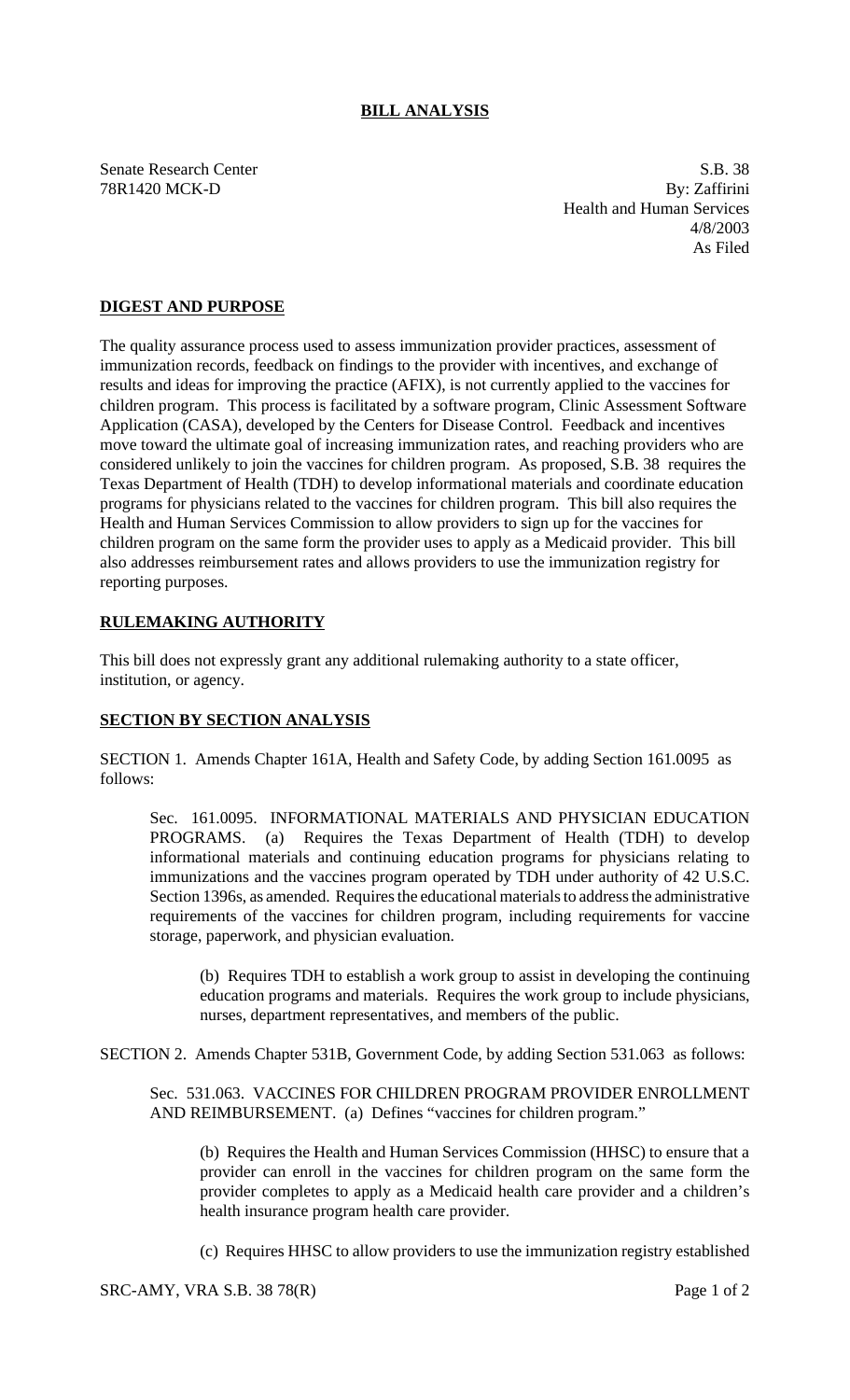# BILL ANALYSIS

Senate Research Center
78R1420 MCK-D

S.B. 38
By: Zaffirini
Health and Human Services
4/8/2003
As Filed

## DIGEST AND PURPOSE

The quality assurance process used to assess immunization provider practices, assessment of immunization records, feedback on findings to the provider with incentives, and exchange of results and ideas for improving the practice (AFIX), is not currently applied to the vaccines for children program. This process is facilitated by a software program, Clinic Assessment Software Application (CASA), developed by the Centers for Disease Control. Feedback and incentives move toward the ultimate goal of increasing immunization rates, and reaching providers who are considered unlikely to join the vaccines for children program. As proposed, S.B. 38 requires the Texas Department of Health (TDH) to develop informational materials and coordinate education programs for physicians related to the vaccines for children program. This bill also requires the Health and Human Services Commission to allow providers to sign up for the vaccines for children program on the same form the provider uses to apply as a Medicaid provider. This bill also addresses reimbursement rates and allows providers to use the immunization registry for reporting purposes.

## RULEMAKING AUTHORITY

This bill does not expressly grant any additional rulemaking authority to a state officer, institution, or agency.

## SECTION BY SECTION ANALYSIS

SECTION 1. Amends Chapter 161A, Health and Safety Code, by adding Section 161.0095 as follows:

Sec. 161.0095. INFORMATIONAL MATERIALS AND PHYSICIAN EDUCATION PROGRAMS. (a) Requires the Texas Department of Health (TDH) to develop informational materials and continuing education programs for physicians relating to immunizations and the vaccines program operated by TDH under authority of 42 U.S.C. Section 1396s, as amended. Requires the educational materials to address the administrative requirements of the vaccines for children program, including requirements for vaccine storage, paperwork, and physician evaluation.

(b) Requires TDH to establish a work group to assist in developing the continuing education programs and materials. Requires the work group to include physicians, nurses, department representatives, and members of the public.

SECTION 2. Amends Chapter 531B, Government Code, by adding Section 531.063 as follows:

Sec. 531.063. VACCINES FOR CHILDREN PROGRAM PROVIDER ENROLLMENT AND REIMBURSEMENT. (a) Defines "vaccines for children program."

(b) Requires the Health and Human Services Commission (HHSC) to ensure that a provider can enroll in the vaccines for children program on the same form the provider completes to apply as a Medicaid health care provider and a children's health insurance program health care provider.

(c) Requires HHSC to allow providers to use the immunization registry established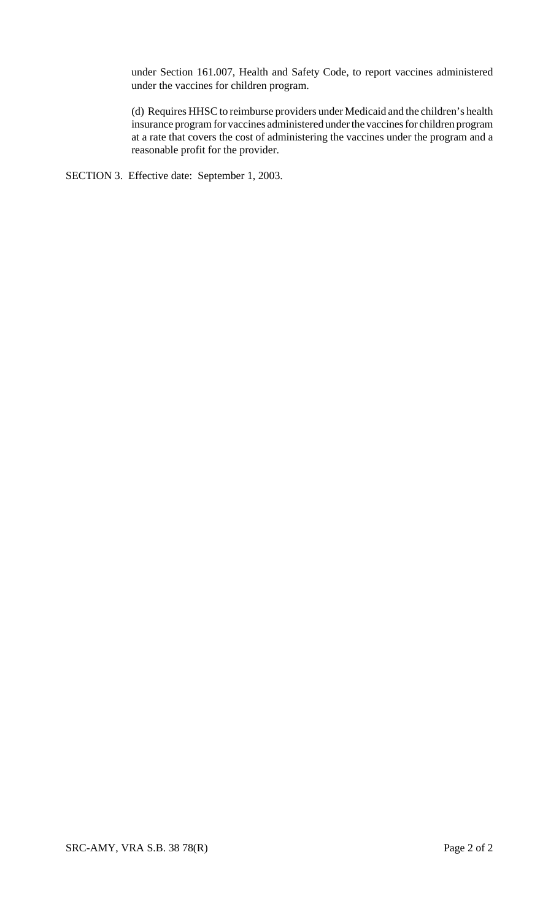under Section 161.007, Health and Safety Code, to report vaccines administered under the vaccines for children program.

(d) Requires HHSC to reimburse providers under Medicaid and the children's health insurance program for vaccines administered under the vaccines for children program at a rate that covers the cost of administering the vaccines under the program and a reasonable profit for the provider.

SECTION 3. Effective date: September 1, 2003.